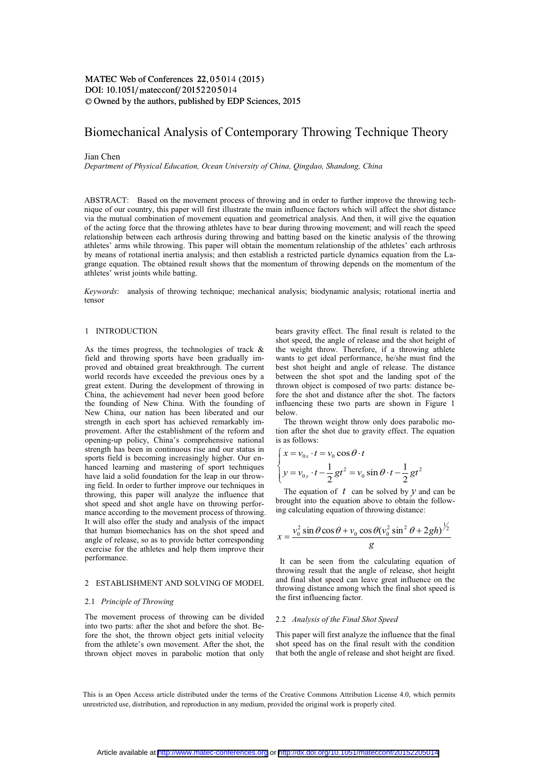# Biomechanical Analysis of Contemporary Throwing Technique Theory

Jian Chen

*Department of Physical Education, Ocean University of China, Qingdao, Shandong, China*

ABSTRACT: Based on the movement process of throwing and in order to further improve the throwing technique of our country, this paper will first illustrate the main influence factors which will affect the shot distance via the mutual combination of movement equation and geometrical analysis. And then, it will give the equation of the acting force that the throwing athletes have to bear during throwing movement; and will reach the speed relationship between each arthrosis during throwing and batting based on the kinetic analysis of the throwing athletes' arms while throwing. This paper will obtain the momentum relationship of the athletes' each arthrosis by means of rotational inertia analysis; and then establish a restricted particle dynamics equation from the Lagrange equation. The obtained result shows that the momentum of throwing depends on the momentum of the athletes' wrist joints while batting.

*Keywords*: analysis of throwing technique; mechanical analysis; biodynamic analysis; rotational inertia and tensor

## 1 INTRODUCTION

As the times progress, the technologies of track & field and throwing sports have been gradually improved and obtained great breakthrough. The current world records have exceeded the previous ones by a great extent. During the development of throwing in China, the achievement had never been good before the founding of New China. With the founding of New China, our nation has been liberated and our strength in each sport has achieved remarkably improvement. After the establishment of the reform and opening-up policy, China's comprehensive national strength has been in continuous rise and our status in sports field is becoming increasingly higher. Our enhanced learning and mastering of sport techniques have laid a solid foundation for the leap in our throwing field. In order to further improve our techniques in throwing, this paper will analyze the influence that shot speed and shot angle have on throwing performance according to the movement process of throwing. It will also offer the study and analysis of the impact that human biomechanics has on the shot speed and angle of release, so as to provide better corresponding exercise for the athletes and help them improve their performance.

## 2 ESTABLISHMENT AND SOLVING OF MODEL

### 2.1 *Principle of Throwing*

The movement process of throwing can be divided into two parts: after the shot and before the shot. Before the shot, the thrown object gets initial velocity from the athlete's own movement. After the shot, the thrown object moves in parabolic motion that only bears gravity effect. The final result is related to the shot speed, the angle of release and the shot height of the weight throw. Therefore, if a throwing athlete wants to get ideal performance, he/she must find the best shot height and angle of release. The distance between the shot spot and the landing spot of the thrown object is composed of two parts: distance before the shot and distance after the shot. The factors influencing these two parts are shown in Figure 1 below.

The thrown weight throw only does parabolic motion after the shot due to gravity effect. The equation is as follows:

$$
\begin{cases}
x = v_{0x} \cdot t = v_0 \cos\theta \cdot t \\
y = v_{0y} \cdot t - \dfrac{1}{2}gt^2 = v_0 \sin\theta \cdot t - \dfrac{1}{2}gt^2
\end{cases}
$$

The equation of $t$ can be solved by $y$ and can be brought into the equation above to obtain the following calculating equation of throwing distance:

$$
x = \frac{v_0^2 \sin\theta \cos\theta + v_0 \cos\theta (v_0^2 \sin^2\theta + 2gh)^{1/2}}{g}
$$

It can be seen from the calculating equation of throwing result that the angle of release, shot height and final shot speed can leave great influence on the throwing distance among which the final shot speed is the first influencing factor.

### 2.2 *Analysis of the Final Shot Speed*

This paper will first analyze the influence that the final shot speed has on the final result with the condition that both the angle of release and shot height are fixed.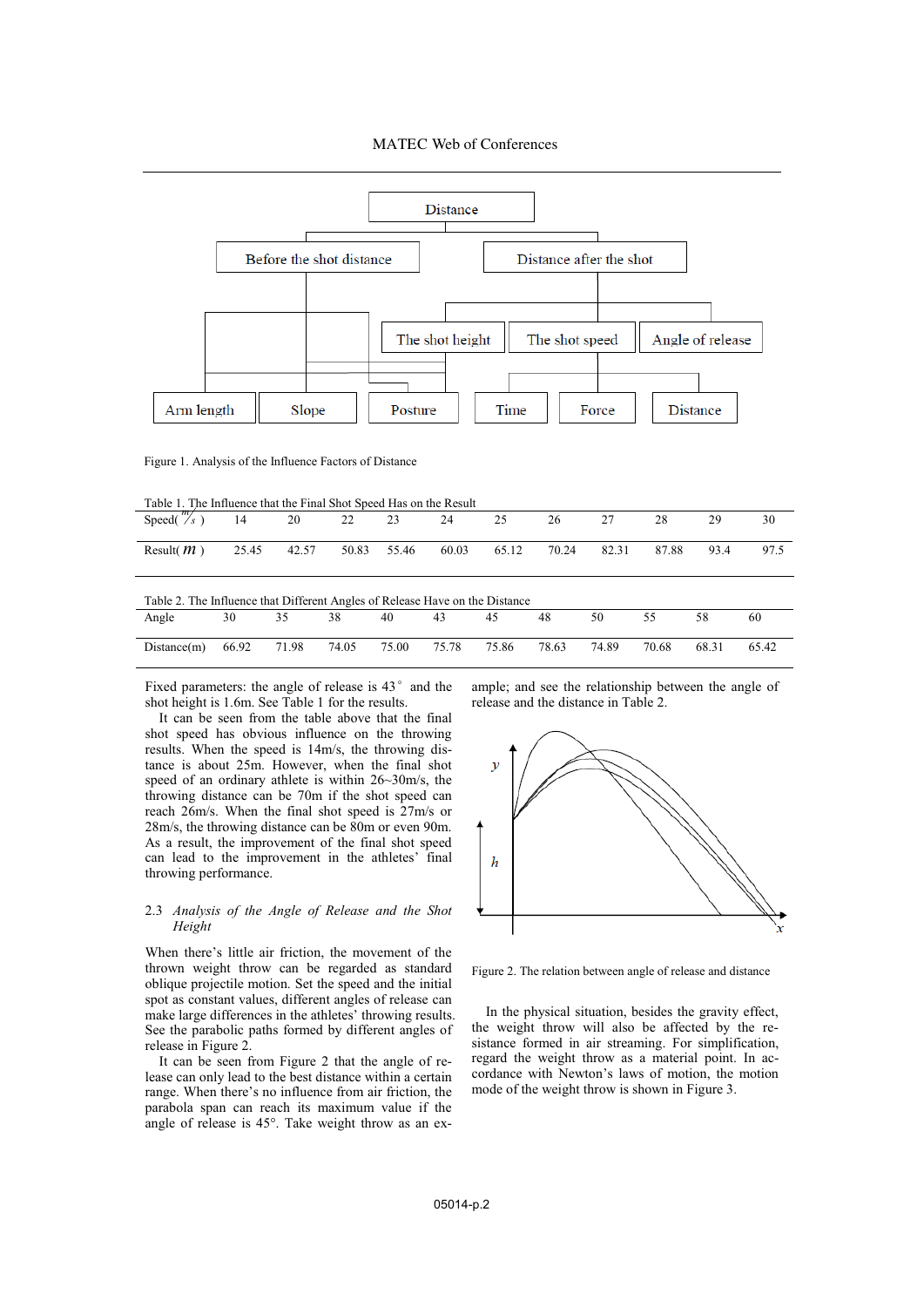Figure 1. Analysis of the Influence Factors of Distance

Table 1. The Influence that the Final Shot Speed Has on the Result

| Speed( $m/s$ ) | 14 | 20 | 22 | 23 | 24 | 25 | 26 | 27 | 28 | 29 | 30 |
|---|---|---|---|---|---|---|---|---|---|---|---|
| Result( $m$ ) | 25.45 | 42.57 | 50.83 | 55.46 | 60.03 | 65.12 | 70.24 | 82.31 | 87.88 | 93.4 | 97.5 |

Table 2. The Influence that Different Angles of Release Have on the Distance

| Angle | 30 | 35 | 38 | 40 | 43 | 45 | 48 | 50 | 55 | 58 | 60 |
|---|---|---|---|---|---|---|---|---|---|---|---|
| Distance(m) | 66.92 | 71.98 | 74.05 | 75.00 | 75.78 | 75.86 | 78.63 | 74.89 | 70.68 | 68.31 | 65.42 |

Fixed parameters: the angle of release is 43° and the shot height is 1.6m. See Table 1 for the results.

It can be seen from the table above that the final shot speed has obvious influence on the throwing results. When the speed is 14m/s, the throwing distance is about 25m. However, when the final shot speed of an ordinary athlete is within 26~30m/s, the throwing distance can be 70m if the shot speed can reach 26m/s. When the final shot speed is 27m/s or 28m/s, the throwing distance can be 80m or even 90m. As a result, the improvement of the final shot speed can lead to the improvement in the athletes' final throwing performance.

## 2.3 *Analysis of the Angle of Release and the Shot Height*

When there's little air friction, the movement of the thrown weight throw can be regarded as standard oblique projectile motion. Set the speed and the initial spot as constant values, different angles of release can make large differences in the athletes' throwing results. See the parabolic paths formed by different angles of release in Figure 2.

It can be seen from Figure 2 that the angle of release can only lead to the best distance within a certain range. When there's no influence from air friction, the parabola span can reach its maximum value if the angle of release is 45°. Take weight throw as an example; and see the relationship between the angle of release and the distance in Table 2.

Figure 2. The relation between angle of release and distance

In the physical situation, besides the gravity effect, the weight throw will also be affected by the resistance formed in air streaming. For simplification, regard the weight throw as a material point. In accordance with Newton's laws of motion, the motion mode of the weight throw is shown in Figure 3.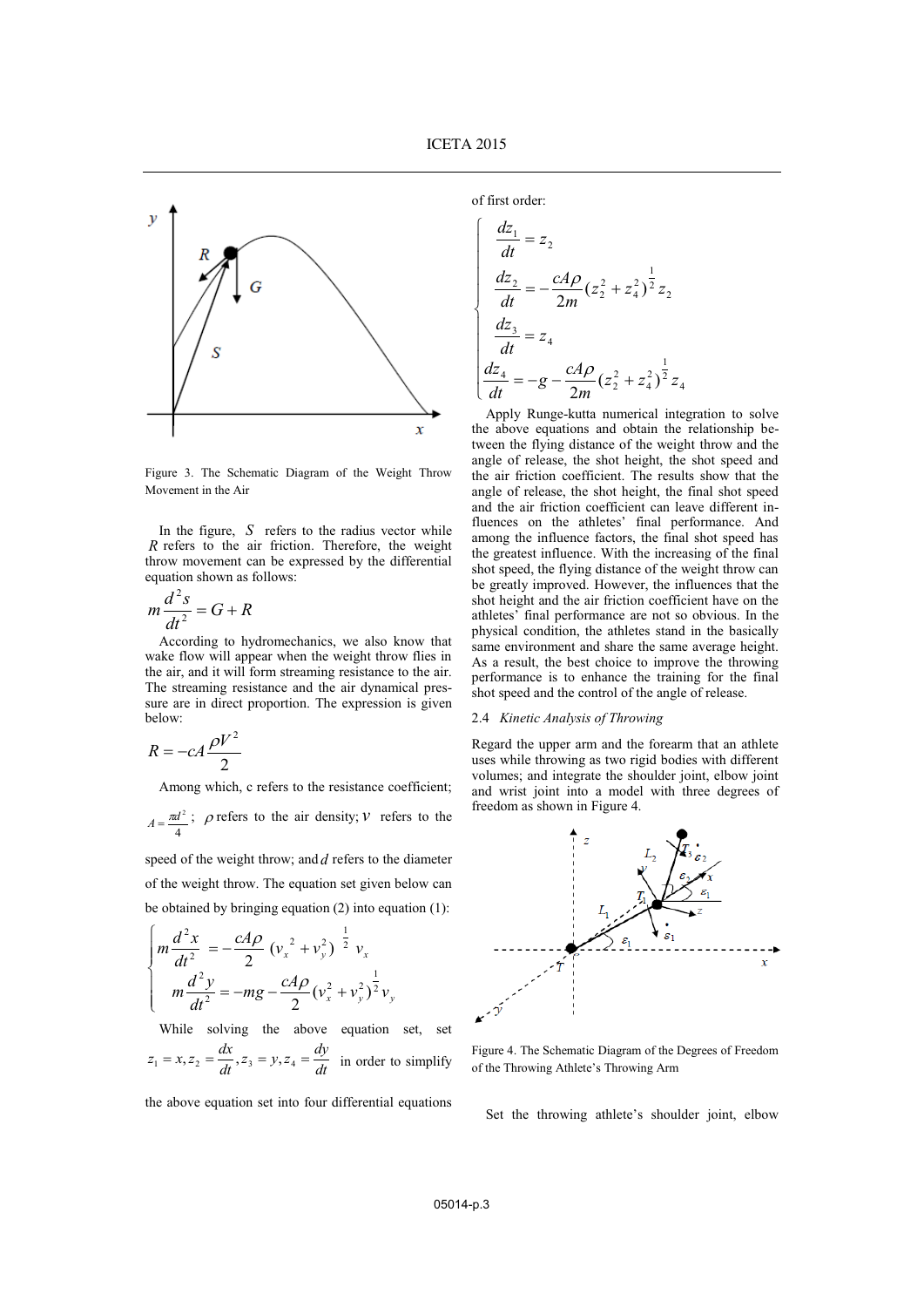Figure 3. The Schematic Diagram of the Weight Throw Movement in the Air

In the figure, $S$ refers to the radius vector while $R$ refers to the air friction. Therefore, the weight throw movement can be expressed by the differential equation shown as follows:

$$m\frac{d^2 s}{dt^2} = G + R$$

According to hydromechanics, we also know that wake flow will appear when the weight throw flies in the air, and it will form streaming resistance to the air. The streaming resistance and the air dynamical pressure are in direct proportion. The expression is given below:

$$R = -cA\frac{\rho V^2}{2}$$

Among which, c refers to the resistance coefficient; $A = \frac{\pi d^2}{4}$; $\rho$ refers to the air density; $v$ refers to the speed of the weight throw; and $d$ refers to the diameter of the weight throw. The equation set given below can be obtained by bringing equation (2) into equation (1):

$$\begin{cases} m\dfrac{d^2 x}{dt^2} = -\dfrac{cA\rho}{2}(v_x^2 + v_y^2)^{\frac{1}{2}} v_x \\ m\dfrac{d^2 y}{dt^2} = -mg - \dfrac{cA\rho}{2}(v_x^2 + v_y^2)^{\frac{1}{2}} v_y \end{cases}$$

While solving the above equation set, set $z_1 = x, z_2 = \frac{dx}{dt}, z_3 = y, z_4 = \frac{dy}{dt}$ in order to simplify the above equation set into four differential equations of first order:

$$\begin{cases} \dfrac{dz_1}{dt} = z_2 \\ \dfrac{dz_2}{dt} = -\dfrac{cA\rho}{2m}(z_2^2 + z_4^2)^{\frac{1}{2}} z_2 \\ \dfrac{dz_3}{dt} = z_4 \\ \dfrac{dz_4}{dt} = -g - \dfrac{cA\rho}{2m}(z_2^2 + z_4^2)^{\frac{1}{2}} z_4 \end{cases}$$

Apply Runge-kutta numerical integration to solve the above equations and obtain the relationship between the flying distance of the weight throw and the angle of release, the shot height, the shot speed and the air friction coefficient. The results show that the angle of release, the shot height, the final shot speed and the air friction coefficient can leave different influences on the athletes' final performance. And among the influence factors, the final shot speed has the greatest influence. With the increasing of the final shot speed, the flying distance of the weight throw can be greatly improved. However, the influences that the shot height and the air friction coefficient have on the athletes' final performance are not so obvious. In the physical condition, the athletes stand in the basically same environment and share the same average height. As a result, the best choice to improve the throwing performance is to enhance the training for the final shot speed and the control of the angle of release.

### 2.4 *Kinetic Analysis of Throwing*

Regard the upper arm and the forearm that an athlete uses while throwing as two rigid bodies with different volumes; and integrate the shoulder joint, elbow joint and wrist joint into a model with three degrees of freedom as shown in Figure 4.

Figure 4. The Schematic Diagram of the Degrees of Freedom of the Throwing Athlete's Throwing Arm

Set the throwing athlete's shoulder joint, elbow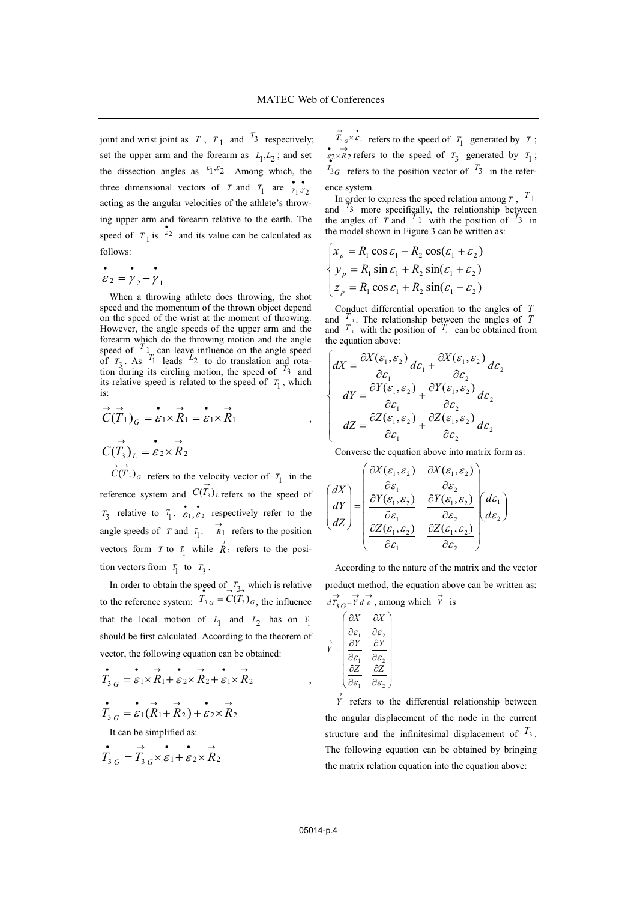joint and wrist joint as $T$, $T_1$ and $T_3$ respectively; set the upper arm and the forearm as $L_1, L_2$; and set the dissection angles as $\varepsilon_1, \varepsilon_2$. Among which, the three dimensional vectors of $T$ and $T_1$ are $\dot{\gamma}_1, \dot{\gamma}_2$ acting as the angular velocities of the athlete's throwing upper arm and forearm relative to the earth. The speed of $T_1$ is $\dot{\varepsilon}_2$ and its value can be calculated as follows:

$$\dot{\varepsilon}_2 = \dot{\gamma}_2 - \dot{\gamma}_1$$

When a throwing athlete does throwing, the shot speed and the momentum of the thrown object depend on the speed of the wrist at the moment of throwing. However, the angle speeds of the upper arm and the forearm which do the throwing motion and the angle speed of $T_1$ can leave influence on the angle speed of $T_3$. As $T_1$ leads $L_2$ to do translation and rotation during its circling motion, the speed of $T_3$ and its relative speed is related to the speed of $T_1$, which is:

$$\vec{C}(\vec{T}_1)_G = \dot{\varepsilon}_1 \times \vec{R}_1 = \dot{\varepsilon}_1 \times \vec{R}_1 \quad ,$$

$$\vec{C}(T_3)_L = \dot{\varepsilon}_2 \times \vec{R}_2$$

$\vec{C}(\vec{T}_1)_G$ refers to the velocity vector of $T_1$ in the reference system and $\vec{C}(T_3)_L$ refers to the speed of $T_3$ relative to $T_1$. $\dot{\varepsilon}_1, \dot{\varepsilon}_2$ respectively refer to the angle speeds of $T$ and $T_1$. $\vec{R}_1$ refers to the position vectors form $T$ to $T_1$ while $\vec{R}_2$ refers to the position vectors from $T_1$ to $T_3$.

In order to obtain the speed of $T_3$, which is relative to the reference system: $\vec{T}_{3G} = \vec{C}(T_3)_G$, the influence that the local motion of $L_1$ and $L_2$ has on $T_1$ should be first calculated. According to the theorem of vector, the following equation can be obtained:

$$\dot{T}_{3G} = \dot{\varepsilon}_1 \times \vec{R}_1 + \dot{\varepsilon}_2 \times \vec{R}_2 + \dot{\varepsilon}_1 \times \vec{R}_2 \quad ,$$

$$\dot{T}_{3G} = \dot{\varepsilon}_1 (\vec{R}_1 + \vec{R}_2) + \dot{\varepsilon}_2 \times \vec{R}_2$$

It can be simplified as:

$$\dot{T}_{3G} = \vec{T}_{3G} \times \dot{\varepsilon}_1 + \dot{\varepsilon}_2 \times \vec{R}_2$$

$\vec{T}_{3G} \times \dot{\varepsilon}_1$ refers to the speed of $T_1$ generated by $T$; $\dot{\varepsilon}_2 \times \vec{R}_2$ refers to the speed of $T_3$ generated by $T_1$; $T_{3G}$ refers to the position vector of $T_3$ in the reference system.

In order to express the speed relation among $T$, $T_1$ and $T_3$ more specifically, the relationship between the angles of $T$ and $T_1$ with the position of $T_3$ in the model shown in Figure 3 can be written as:

$$\begin{cases} x_p = R_1 \cos\varepsilon_1 + R_2 \cos(\varepsilon_1 + \varepsilon_2) \\ y_p = R_1 \sin\varepsilon_1 + R_2 \sin(\varepsilon_1 + \varepsilon_2) \\ z_p = R_1 \cos\varepsilon_1 + R_2 \sin(\varepsilon_1 + \varepsilon_2) \end{cases}$$

Conduct differential operation to the angles of $T$ and $T_1$. The relationship between the angles of $T$ and $T_1$ with the position of $T_3$ can be obtained from the equation above:

$$\begin{cases} dX = \dfrac{\partial X(\varepsilon_1, \varepsilon_2)}{\partial \varepsilon_1} d\varepsilon_1 + \dfrac{\partial X(\varepsilon_1, \varepsilon_2)}{\partial \varepsilon_2} d\varepsilon_2 \\ dY = \dfrac{\partial Y(\varepsilon_1, \varepsilon_2)}{\partial \varepsilon_1} + \dfrac{\partial Y(\varepsilon_1, \varepsilon_2)}{\partial \varepsilon_2} d\varepsilon_2 \\ dZ = \dfrac{\partial Z(\varepsilon_1, \varepsilon_2)}{\partial \varepsilon_1} + \dfrac{\partial Z(\varepsilon_1, \varepsilon_2)}{\partial \varepsilon_2} d\varepsilon_2 \end{cases}$$

Converse the equation above into matrix form as:

$$\begin{pmatrix} dX \\ dY \\ dZ \end{pmatrix} = \begin{pmatrix} \dfrac{\partial X(\varepsilon_1, \varepsilon_2)}{\partial \varepsilon_1} & \dfrac{\partial X(\varepsilon_1, \varepsilon_2)}{\partial \varepsilon_2} \\ \dfrac{\partial Y(\varepsilon_1, \varepsilon_2)}{\partial \varepsilon_1} & \dfrac{\partial Y(\varepsilon_1, \varepsilon_2)}{\partial \varepsilon_2} \\ \dfrac{\partial Z(\varepsilon_1, \varepsilon_2)}{\partial \varepsilon_1} & \dfrac{\partial Z(\varepsilon_1, \varepsilon_2)}{\partial \varepsilon_2} \end{pmatrix} \begin{pmatrix} d\varepsilon_1 \\ d\varepsilon_2 \end{pmatrix}$$

According to the nature of the matrix and the vector product method, the equation above can be written as: $d\vec{T}_{3G} = \vec{Y} d\vec{\varepsilon}$, among which $\vec{Y}$ is

$$\vec{Y} = \begin{pmatrix} \dfrac{\partial X}{\partial \varepsilon_1} & \dfrac{\partial X}{\partial \varepsilon_2} \\ \dfrac{\partial Y}{\partial \varepsilon_1} & \dfrac{\partial Y}{\partial \varepsilon_2} \\ \dfrac{\partial Z}{\partial \varepsilon_1} & \dfrac{\partial Z}{\partial \varepsilon_2} \end{pmatrix}$$

$\vec{Y}$ refers to the differential relationship between the angular displacement of the node in the current structure and the infinitesimal displacement of $T_3$. The following equation can be obtained by bringing the matrix relation equation into the equation above: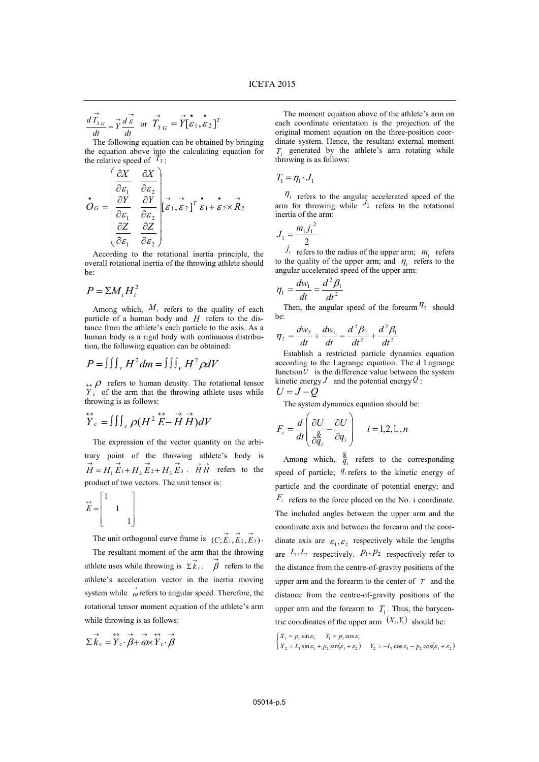$$\frac{d\vec{T}_{3G}}{dt} = \vec{Y}\frac{d\vec{\varepsilon}}{dt} \quad \text{or} \quad \vec{T}_{3G} = \vec{Y}[\dot{\varepsilon}_1, \dot{\varepsilon}_2]^T$$

The following equation can be obtained by bringing the equation above into the calculating equation for the relative speed of $T_3$:

$$\dot{O}_G = \begin{pmatrix} \dfrac{\partial X}{\partial \varepsilon_1} & \dfrac{\partial X}{\partial \varepsilon_2} \\ \dfrac{\partial Y}{\partial \varepsilon_1} & \dfrac{\partial Y}{\partial \varepsilon_2} \\ \dfrac{\partial Z}{\partial \varepsilon_1} & \dfrac{\partial Z}{\partial \varepsilon_2} \end{pmatrix} [\vec{\varepsilon}_1, \vec{\varepsilon}_2]^T \dot{\varepsilon}_1 + \dot{\varepsilon}_2 \times \vec{R}_2$$

According to the rotational inertia principle, the overall rotational inertia of the throwing athlete should be:

$$P = \Sigma M_i H_i^2$$

Among which, $M_i$ refers to the quality of each particle of a human body and $H$ refers to the distance from the athlete's each particle to the axis. As a human body is a rigid body with continuous distribution, the following equation can be obtained:

$$P = \iiint_v H^2 dm = \iiint_v H^2 \rho dV$$

$\overset{\leftrightarrow}{\rho}$ refers to human density. The rotational tensor $Y_c$ of the arm that the throwing athlete uses while throwing is as follows:

$$\overset{\leftrightarrow}{Y}_c = \iiint_v \rho(H^2 \overset{\leftrightarrow}{E} - \vec{H}\vec{H})dV$$

The expression of the vector quantity on the arbitrary point of the throwing athlete's body is $\vec{H} = H_1\vec{E}_1 + H_2\vec{E}_2 + H_3\vec{E}_3$. $\vec{H}\vec{H}$ refers to the product of two vectors. The unit tensor is:

$$\overset{\leftrightarrow}{E} = \begin{bmatrix} 1 & & \\ & 1 & \\ & & 1 \end{bmatrix}$$

The unit orthogonal curve frame is $(C;\vec{E}_1, \vec{E}_2, \vec{E}_3)$.

The resultant moment of the arm that the throwing athlete uses while throwing is $\Sigma\vec{k}_c$. $\vec{\beta}$ refers to the athlete's acceleration vector in the inertia moving system while $\vec{\omega}$ refers to angular speed. Therefore, the rotational tensor moment equation of the athlete's arm while throwing is as follows:

$$\Sigma\vec{k}_c = \overset{\leftrightarrow}{Y}_c \cdot \vec{\beta} + \vec{\omega} \times \overset{\leftrightarrow}{Y}_c \cdot \vec{\beta}$$

The moment equation above of the athlete's arm on each coordinate orientation is the projection of the original moment equation on the three-position coordinate system. Hence, the resultant external moment $T_1$ generated by the athlete's arm rotating while throwing is as follows:

$$T_1 = \eta_1 \cdot J_1$$

$\eta_i$ refers to the angular accelerated speed of the arm for throwing while $J_1$ refers to the rotational inertia of the arm:

$$J_1 = \frac{m_1 j_1^2}{2}$$

$j_1$ refers to the radius of the upper arm; $m_1$ refers to the quality of the upper arm; and $\eta_1$ refers to the angular accelerated speed of the upper arm:

$$\eta_1 = \frac{dw_1}{dt} = \frac{d^2\beta_1}{dt^2}$$

Then, the angular speed of the forearm $\eta_2$ should be:

$$\eta_2 = \frac{dw_2}{dt} + \frac{dw_1}{dt} = \frac{d^2\beta_2}{dt^2} + \frac{d^2\beta_1}{dt^2}$$

Establish a restricted particle dynamics equation according to the Lagrange equation. The d Lagrange function $U$ is the difference value between the system kinetic energy $J$ and the potential energy $Q$:

$$U = J - Q$$

The system dynamics equation should be:

$$F_i = \frac{d}{dt}\left(\frac{\partial U}{\partial \dot{q}_i} - \frac{\partial U}{\partial q_i}\right) \quad i = 1, 2, \ldots, n$$

Among which, $\dot{q}_i$ refers to the corresponding speed of particle; $q_i$ refers to the kinetic energy of particle and the coordinate of potential energy; and $F_i$ refers to the force placed on the No. i coordinate. The included angles between the upper arm and the coordinate axis and between the forearm and the coordinate axis are $\varepsilon_1, \varepsilon_2$ respectively while the lengths are $L_1, L_2$ respectively. $p_1, p_2$ respectively refer to the distance from the centre-of-gravity positions of the upper arm and the forearm to the center of $T$ and the distance from the centre-of-gravity positions of the upper arm and the forearm to $T_1$. Thus, the barycentric coordinates of the upper arm $(X_1, Y_1)$ should be:

$$\begin{cases} X_1 = p_1 \sin\varepsilon_1 \quad Y_1 = p_1 \cos\varepsilon_1 \\ X_2 = L_1 \sin\varepsilon_1 + p_2 \sin(\varepsilon_1 + \varepsilon_2) \quad Y_2 = -L_1 \cos\varepsilon_1 - p_2 \cos(\varepsilon_1 + \varepsilon_2) \end{cases}$$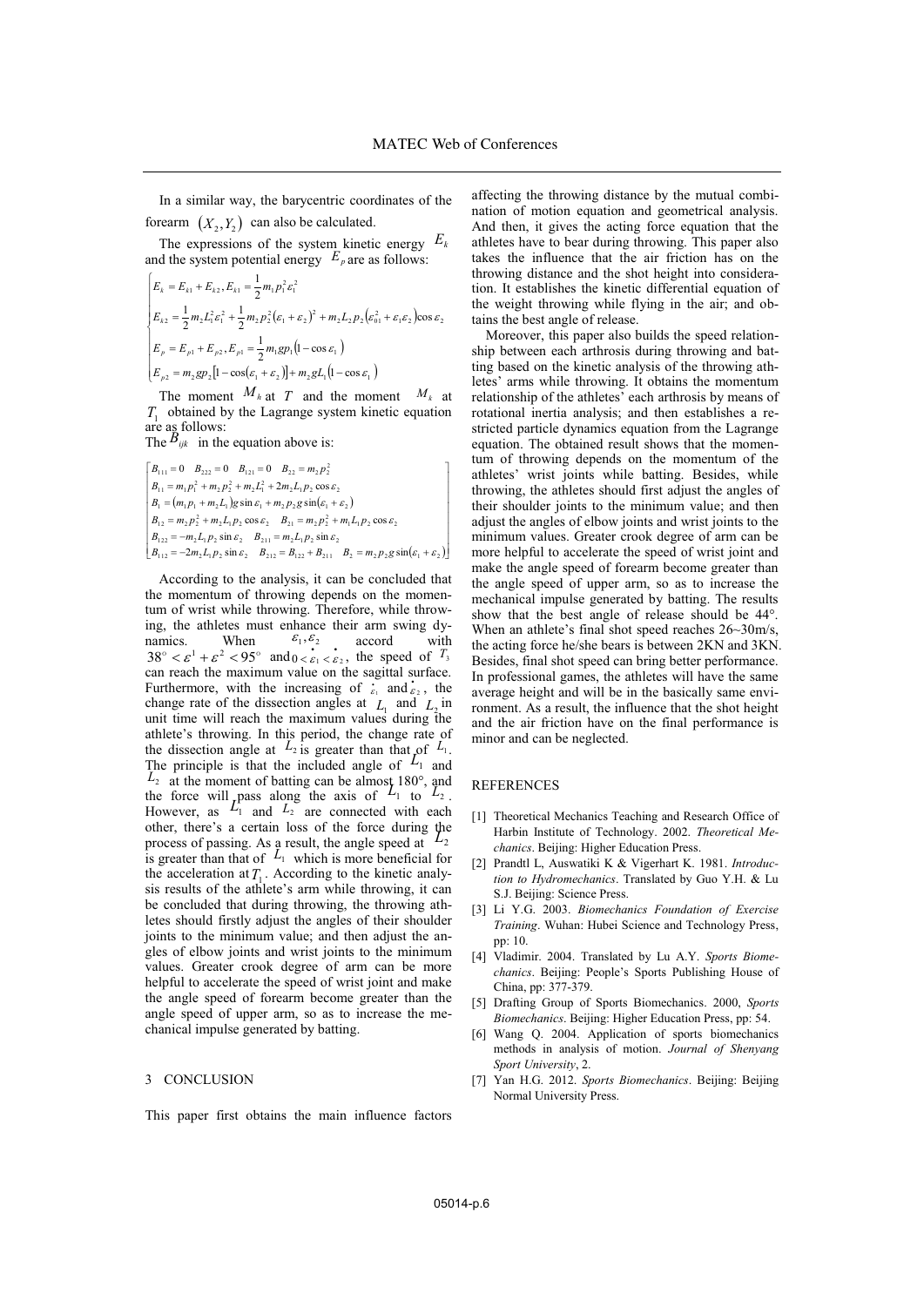In a similar way, the barycentric coordinates of the forearm $(X_2, Y_2)$ can also be calculated.

The expressions of the system kinetic energy $E_k$ and the system potential energy $E_p$ are as follows:

$$
\begin{cases}
E_k = E_{k1} + E_{k2}, E_{k1} = \frac{1}{2} m_1 p_1^2 \varepsilon_1^2 \\
E_{k2} = \frac{1}{2} m_2 L_1^2 \varepsilon_1^2 + \frac{1}{2} m_2 p_2^2 (\varepsilon_1 + \varepsilon_2)^2 + m_2 L_2 p_2 (\varepsilon_{01}^2 + \varepsilon_1 \varepsilon_2) \cos \varepsilon_2 \\
E_p = E_{p1} + E_{p2}, E_{p1} = \frac{1}{2} m_1 g p_1 (1 - \cos \varepsilon_1) \\
E_{p2} = m_2 g p_2 [1 - \cos(\varepsilon_1 + \varepsilon_2)] + m_2 g L_1 (1 - \cos \varepsilon_1)
\end{cases}
$$

The moment $M_h$ at $T$ and the moment $M_k$ at $T_1$ obtained by the Lagrange system kinetic equation are as follows:

The $B_{ijk}$ in the equation above is:

$$
\begin{bmatrix}
B_{111} = 0 \quad B_{222} = 0 \quad B_{121} = 0 \quad B_{22} = m_2 p_2^2 \\
B_{11} = m_1 p_1^2 + m_2 p_2^2 + m_2 L_1^2 + 2 m_2 L_1 p_2 \cos \varepsilon_2 \\
B_1 = (m_1 p_1 + m_2 L_1) g \sin \varepsilon_1 + m_2 p_2 g \sin(\varepsilon_1 + \varepsilon_2) \\
B_{12} = m_2 p_2^2 + m_2 L_1 p_2 \cos \varepsilon_2 \quad B_{21} = m_2 p_2^2 + m_1 L_1 p_2 \cos \varepsilon_2 \\
B_{122} = -m_2 L_1 p_2 \sin \varepsilon_2 \quad B_{211} = m_2 L_1 p_2 \sin \varepsilon_2 \\
B_{112} = -2 m_2 L_1 p_2 \sin \varepsilon_2 \quad B_{212} = B_{122} + B_{211} \quad B_2 = m_2 p_2 g \sin(\varepsilon_1 + \varepsilon_2)
\end{bmatrix}
$$

According to the analysis, it can be concluded that the momentum of throwing depends on the momentum of wrist while throwing. Therefore, while throwing, the athletes must enhance their arm swing dynamics. When $\varepsilon_1, \varepsilon_2$ accord with $38^\circ < \varepsilon^1 + \varepsilon^2 < 95^\circ$ and $0 < \dot{\varepsilon}_1 < \dot{\varepsilon}_2$, the speed of $T_3$ can reach the maximum value on the sagittal surface. Furthermore, with the increasing of $\dot{\varepsilon}_1$ and $\dot{\varepsilon}_2$, the change rate of the dissection angles at $L_1$ and $L_2$ in unit time will reach the maximum values during the athlete's throwing. In this period, the change rate of the dissection angle at $L_2$ is greater than that of $L_1$. The principle is that the included angle of $L_1$ and $L_2$ at the moment of batting can be almost 180°, and the force will pass along the axis of $L_1$ to $L_2$. However, as $L_1$ and $L_2$ are connected with each other, there's a certain loss of the force during the process of passing. As a result, the angle speed at $L_2$ is greater than that of $L_1$ which is more beneficial for the acceleration at $T_1$. According to the kinetic analysis results of the athlete's arm while throwing, it can be concluded that during throwing, the throwing athletes should firstly adjust the angles of their shoulder joints to the minimum value; and then adjust the angles of elbow joints and wrist joints to the minimum values. Greater crook degree of arm can be more helpful to accelerate the speed of wrist joint and make the angle speed of forearm become greater than the angle speed of upper arm, so as to increase the mechanical impulse generated by batting.

## 3 CONCLUSION

This paper first obtains the main influence factors affecting the throwing distance by the mutual combination of motion equation and geometrical analysis. And then, it gives the acting force equation that the athletes have to bear during throwing. This paper also takes the influence that the air friction has on the throwing distance and the shot height into consideration. It establishes the kinetic differential equation of the weight throwing while flying in the air; and obtains the best angle of release.

Moreover, this paper also builds the speed relationship between each arthrosis during throwing and batting based on the kinetic analysis of the throwing athletes' arms while throwing. It obtains the momentum relationship of the athletes' each arthrosis by means of rotational inertia analysis; and then establishes a restricted particle dynamics equation from the Lagrange equation. The obtained result shows that the momentum of throwing depends on the momentum of the athletes' wrist joints while batting. Besides, while throwing, the athletes should first adjust the angles of their shoulder joints to the minimum value; and then adjust the angles of elbow joints and wrist joints to the minimum values. Greater crook degree of arm can be more helpful to accelerate the speed of wrist joint and make the angle speed of forearm become greater than the angle speed of upper arm, so as to increase the mechanical impulse generated by batting. The results show that the best angle of release should be 44°. When an athlete's final shot speed reaches 26~30m/s, the acting force he/she bears is between 2KN and 3KN. Besides, final shot speed can bring better performance. In professional games, the athletes will have the same average height and will be in the basically same environment. As a result, the influence that the shot height and the air friction have on the final performance is minor and can be neglected.

## REFERENCES

[1] Theoretical Mechanics Teaching and Research Office of Harbin Institute of Technology. 2002. *Theoretical Mechanics*. Beijing: Higher Education Press.

[2] Prandtl L, Auswatiki K & Vigerhart K. 1981. *Introduction to Hydromechanics*. Translated by Guo Y.H. & Lu S.J. Beijing: Science Press.

[3] Li Y.G. 2003. *Biomechanics Foundation of Exercise Training*. Wuhan: Hubei Science and Technology Press, pp: 10.

[4] Vladimir. 2004. Translated by Lu A.Y. *Sports Biomechanics*. Beijing: People's Sports Publishing House of China, pp: 377-379.

[5] Drafting Group of Sports Biomechanics. 2000, *Sports Biomechanics*. Beijing: Higher Education Press, pp: 54.

[6] Wang Q. 2004. Application of sports biomechanics methods in analysis of motion. *Journal of Shenyang Sport University*, 2.

[7] Yan H.G. 2012. *Sports Biomechanics*. Beijing: Beijing Normal University Press.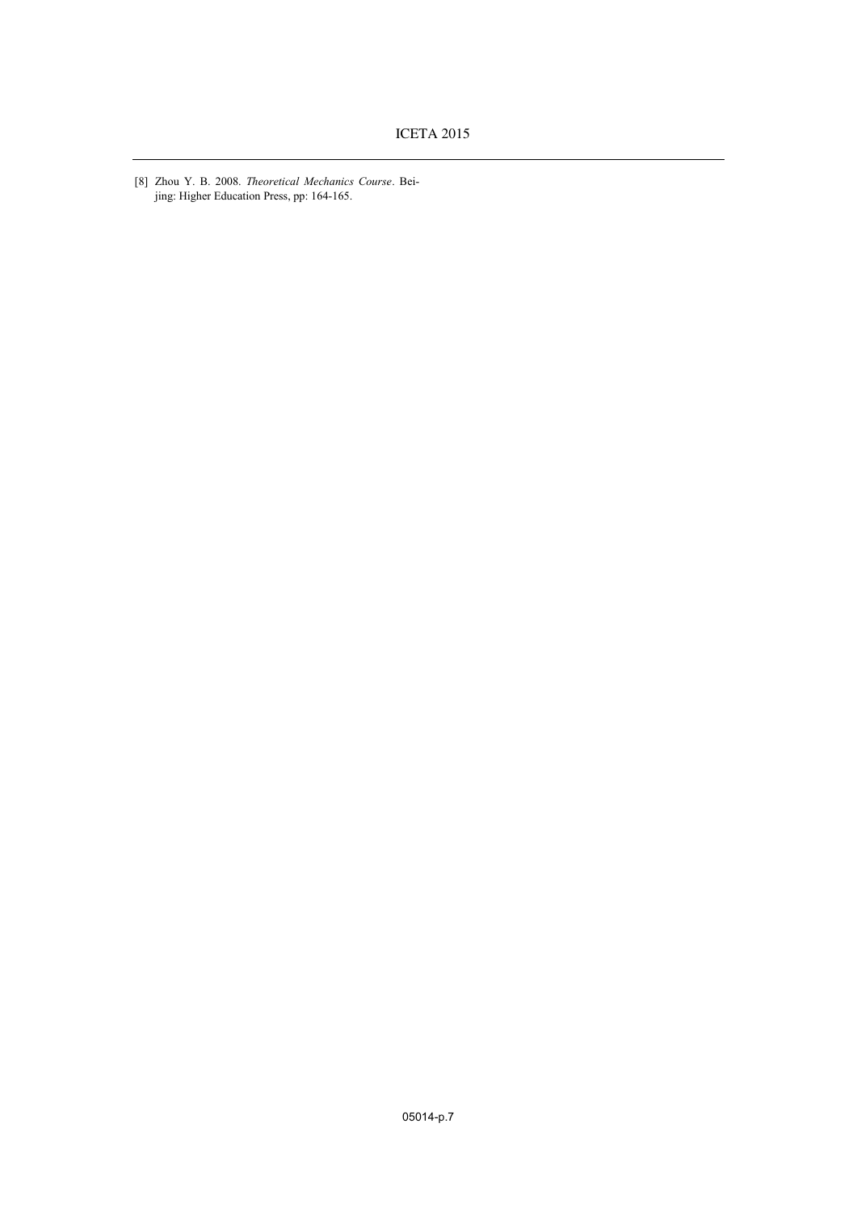[8] Zhou Y. B. 2008. *Theoretical Mechanics Course*. Beijing: Higher Education Press, pp: 164-165.